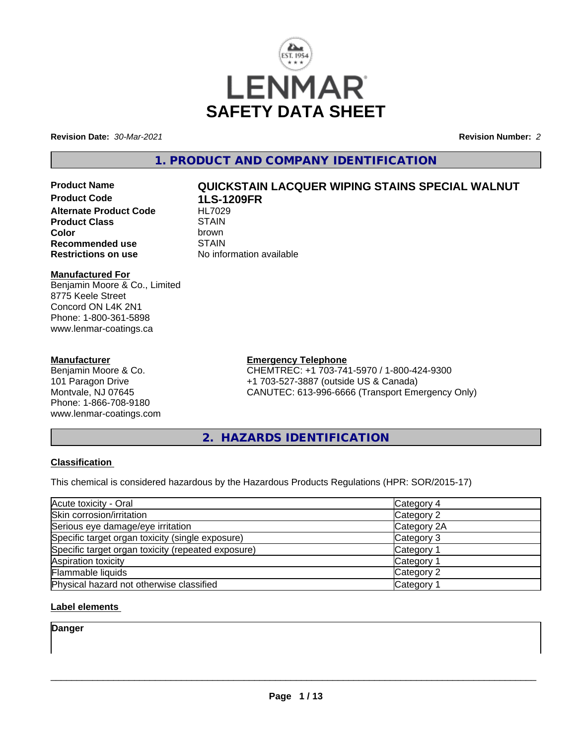# LENMAR SAFETY DATA SHEET

**Revision Date:** *30-Mar-2021*

**Revision Number:** *2*

## 1. PRODUCT AND COMPANY IDENTIFICATION

| | |
|---|---|
| **Product Name** | **QUICKSTAIN LACQUER WIPING STAINS SPECIAL WALNUT** |
| **Product Code** | **1LS-1209FR** |
| **Alternate Product Code** | HL7029 |
| **Product Class** | STAIN |
| **Color** | brown |
| **Recommended use** | STAIN |
| **Restrictions on use** | No information available |

**Manufactured For**
Benjamin Moore & Co., Limited
8775 Keele Street
Concord ON L4K 2N1
Phone: 1-800-361-5898
www.lenmar-coatings.ca

**Manufacturer**
Benjamin Moore & Co.
101 Paragon Drive
Montvale, NJ 07645
Phone: 1-866-708-9180
www.lenmar-coatings.com

**Emergency Telephone**
CHEMTREC: +1 703-741-5970 / 1-800-424-9300
+1 703-527-3887 (outside US & Canada)
CANUTEC: 613-996-6666 (Transport Emergency Only)

## 2. HAZARDS IDENTIFICATION

**Classification**

This chemical is considered hazardous by the Hazardous Products Regulations (HPR: SOR/2015-17)

| | |
|---|---|
| Acute toxicity - Oral | Category 4 |
| Skin corrosion/irritation | Category 2 |
| Serious eye damage/eye irritation | Category 2A |
| Specific target organ toxicity (single exposure) | Category 3 |
| Specific target organ toxicity (repeated exposure) | Category 1 |
| Aspiration toxicity | Category 1 |
| Flammable liquids | Category 2 |
| Physical hazard not otherwise classified | Category 1 |

**Label elements**

**Danger**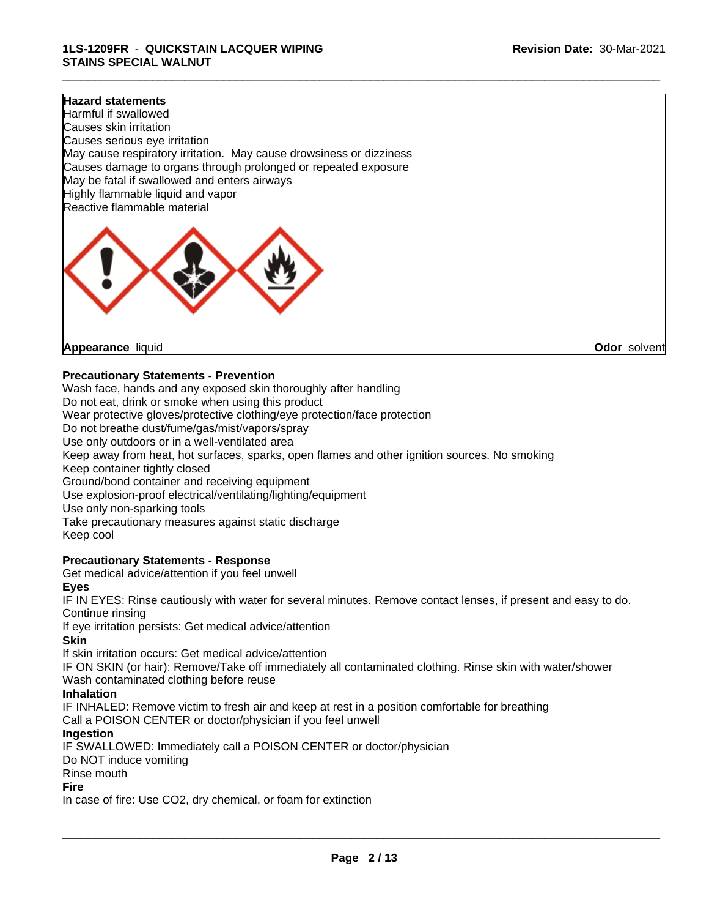**Hazard statements**
Harmful if swallowed
Causes skin irritation
Causes serious eye irritation
May cause respiratory irritation. May cause drowsiness or dizziness
Causes damage to organs through prolonged or repeated exposure
May be fatal if swallowed and enters airways
Highly flammable liquid and vapor
Reactive flammable material

**Appearance** liquid

**Odor** solvent

**Precautionary Statements - Prevention**
Wash face, hands and any exposed skin thoroughly after handling
Do not eat, drink or smoke when using this product
Wear protective gloves/protective clothing/eye protection/face protection
Do not breathe dust/fume/gas/mist/vapors/spray
Use only outdoors or in a well-ventilated area
Keep away from heat, hot surfaces, sparks, open flames and other ignition sources. No smoking
Keep container tightly closed
Ground/bond container and receiving equipment
Use explosion-proof electrical/ventilating/lighting/equipment
Use only non-sparking tools
Take precautionary measures against static discharge
Keep cool

**Precautionary Statements - Response**
Get medical advice/attention if you feel unwell

**Eyes**
IF IN EYES: Rinse cautiously with water for several minutes. Remove contact lenses, if present and easy to do. Continue rinsing
If eye irritation persists: Get medical advice/attention

**Skin**
If skin irritation occurs: Get medical advice/attention
IF ON SKIN (or hair): Remove/Take off immediately all contaminated clothing. Rinse skin with water/shower
Wash contaminated clothing before reuse

**Inhalation**
IF INHALED: Remove victim to fresh air and keep at rest in a position comfortable for breathing
Call a POISON CENTER or doctor/physician if you feel unwell

**Ingestion**
IF SWALLOWED: Immediately call a POISON CENTER or doctor/physician
Do NOT induce vomiting
Rinse mouth

**Fire**
In case of fire: Use $CO_2$, dry chemical, or foam for extinction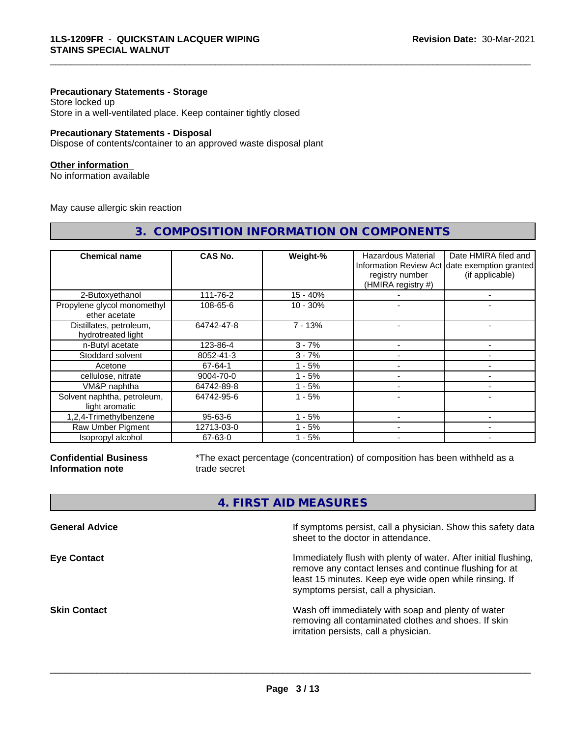**Precautionary Statements - Storage**
Store locked up
Store in a well-ventilated place. Keep container tightly closed

**Precautionary Statements - Disposal**
Dispose of contents/container to an approved waste disposal plant

**Other information**
No information available

May cause allergic skin reaction

## 3. COMPOSITION INFORMATION ON COMPONENTS

| Chemical name | CAS No. | Weight-% | Hazardous Material Information Review Act registry number (HMIRA registry #) | Date HMIRA filed and date exemption granted (if applicable) |
|---|---|---|---|---|
| 2-Butoxyethanol | 111-76-2 | 15 - 40% | - | - |
| Propylene glycol monomethyl ether acetate | 108-65-6 | 10 - 30% | - | - |
| Distillates, petroleum, hydrotreated light | 64742-47-8 | 7 - 13% | - | - |
| n-Butyl acetate | 123-86-4 | 3 - 7% | - | - |
| Stoddard solvent | 8052-41-3 | 3 - 7% | - | - |
| Acetone | 67-64-1 | 1 - 5% | - | - |
| cellulose, nitrate | 9004-70-0 | 1 - 5% | - | - |
| VM&P naphtha | 64742-89-8 | 1 - 5% | - | - |
| Solvent naphtha, petroleum, light aromatic | 64742-95-6 | 1 - 5% | - | - |
| 1,2,4-Trimethylbenzene | 95-63-6 | 1 - 5% | - | - |
| Raw Umber Pigment | 12713-03-0 | 1 - 5% | - | - |
| Isopropyl alcohol | 67-63-0 | 1 - 5% | - | - |

**Confidential Business Information note**

*The exact percentage (concentration) of composition has been withheld as a trade secret

## 4. FIRST AID MEASURES

**General Advice**

If symptoms persist, call a physician. Show this safety data sheet to the doctor in attendance.

**Eye Contact**

Immediately flush with plenty of water. After initial flushing, remove any contact lenses and continue flushing for at least 15 minutes. Keep eye wide open while rinsing. If symptoms persist, call a physician.

**Skin Contact**

Wash off immediately with soap and plenty of water removing all contaminated clothes and shoes. If skin irritation persists, call a physician.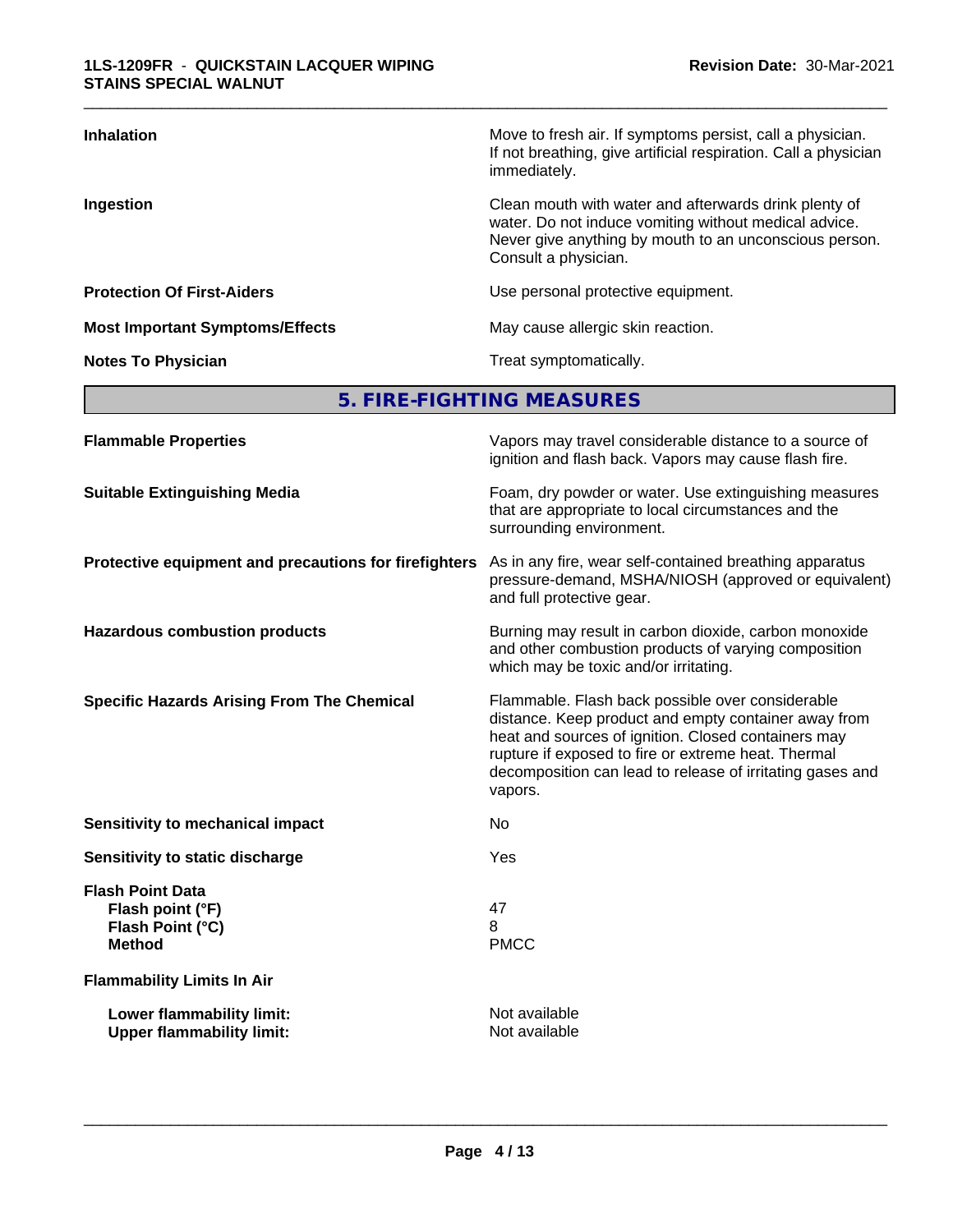| | |
|---|---|
| **Inhalation** | Move to fresh air. If symptoms persist, call a physician. If not breathing, give artificial respiration. Call a physician immediately. |
| **Ingestion** | Clean mouth with water and afterwards drink plenty of water. Do not induce vomiting without medical advice. Never give anything by mouth to an unconscious person. Consult a physician. |
| **Protection Of First-Aiders** | Use personal protective equipment. |
| **Most Important Symptoms/Effects** | May cause allergic skin reaction. |
| **Notes To Physician** | Treat symptomatically. |

## 5. FIRE-FIGHTING MEASURES

| | |
|---|---|
| **Flammable Properties** | Vapors may travel considerable distance to a source of ignition and flash back. Vapors may cause flash fire. |
| **Suitable Extinguishing Media** | Foam, dry powder or water. Use extinguishing measures that are appropriate to local circumstances and the surrounding environment. |
| **Protective equipment and precautions for firefighters** | As in any fire, wear self-contained breathing apparatus pressure-demand, MSHA/NIOSH (approved or equivalent) and full protective gear. |
| **Hazardous combustion products** | Burning may result in carbon dioxide, carbon monoxide and other combustion products of varying composition which may be toxic and/or irritating. |
| **Specific Hazards Arising From The Chemical** | Flammable. Flash back possible over considerable distance. Keep product and empty container away from heat and sources of ignition. Closed containers may rupture if exposed to fire or extreme heat. Thermal decomposition can lead to release of irritating gases and vapors. |
| **Sensitivity to mechanical impact** | No |
| **Sensitivity to static discharge** | Yes |

**Flash Point Data**

| | |
|---|---|
| **Flash point (°F)** | 47 |
| **Flash Point (°C)** | 8 |
| **Method** | PMCC |

**Flammability Limits In Air**

| | |
|---|---|
| **Lower flammability limit:** | Not available |
| **Upper flammability limit:** | Not available |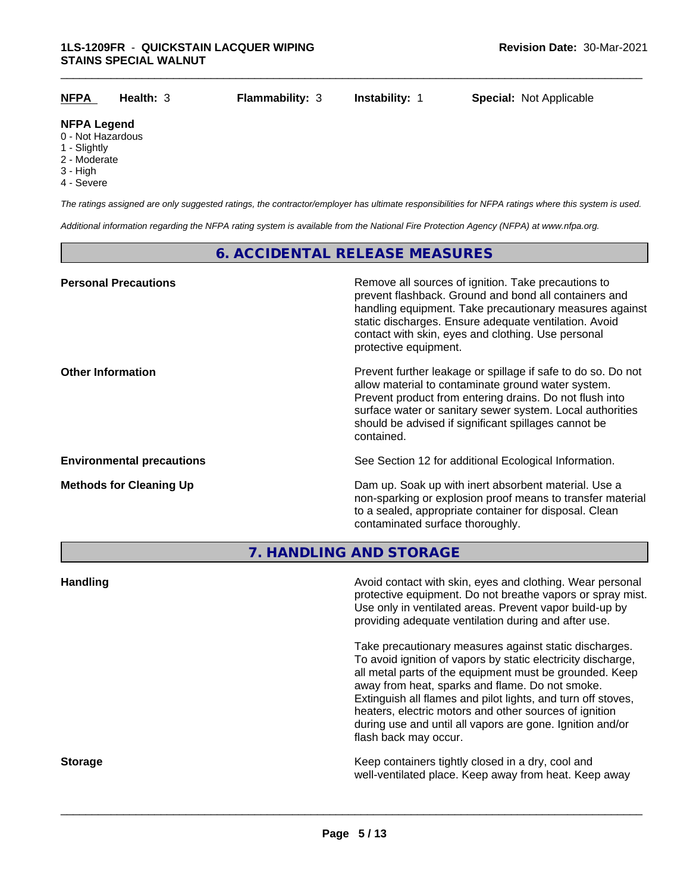| **NFPA** | **Health:** 3 | **Flammability:** 3 | **Instability:** 1 | **Special:** Not Applicable |
|---|---|---|---|---|

**NFPA Legend**
- 0 - Not Hazardous
- 1 - Slightly
- 2 - Moderate
- 3 - High
- 4 - Severe

*The ratings assigned are only suggested ratings, the contractor/employer has ultimate responsibilities for NFPA ratings where this system is used.*

*Additional information regarding the NFPA rating system is available from the National Fire Protection Agency (NFPA) at www.nfpa.org.*

## 6. ACCIDENTAL RELEASE MEASURES

**Personal Precautions**
Remove all sources of ignition. Take precautions to prevent flashback. Ground and bond all containers and handling equipment. Take precautionary measures against static discharges. Ensure adequate ventilation. Avoid contact with skin, eyes and clothing. Use personal protective equipment.

**Other Information**
Prevent further leakage or spillage if safe to do so. Do not allow material to contaminate ground water system. Prevent product from entering drains. Do not flush into surface water or sanitary sewer system. Local authorities should be advised if significant spillages cannot be contained.

**Environmental precautions**
See Section 12 for additional Ecological Information.

**Methods for Cleaning Up**
Dam up. Soak up with inert absorbent material. Use a non-sparking or explosion proof means to transfer material to a sealed, appropriate container for disposal. Clean contaminated surface thoroughly.

## 7. HANDLING AND STORAGE

**Handling**
Avoid contact with skin, eyes and clothing. Wear personal protective equipment. Do not breathe vapors or spray mist. Use only in ventilated areas. Prevent vapor build-up by providing adequate ventilation during and after use.

Take precautionary measures against static discharges. To avoid ignition of vapors by static electricity discharge, all metal parts of the equipment must be grounded. Keep away from heat, sparks and flame. Do not smoke. Extinguish all flames and pilot lights, and turn off stoves, heaters, electric motors and other sources of ignition during use and until all vapors are gone. Ignition and/or flash back may occur.

**Storage**
Keep containers tightly closed in a dry, cool and well-ventilated place. Keep away from heat. Keep away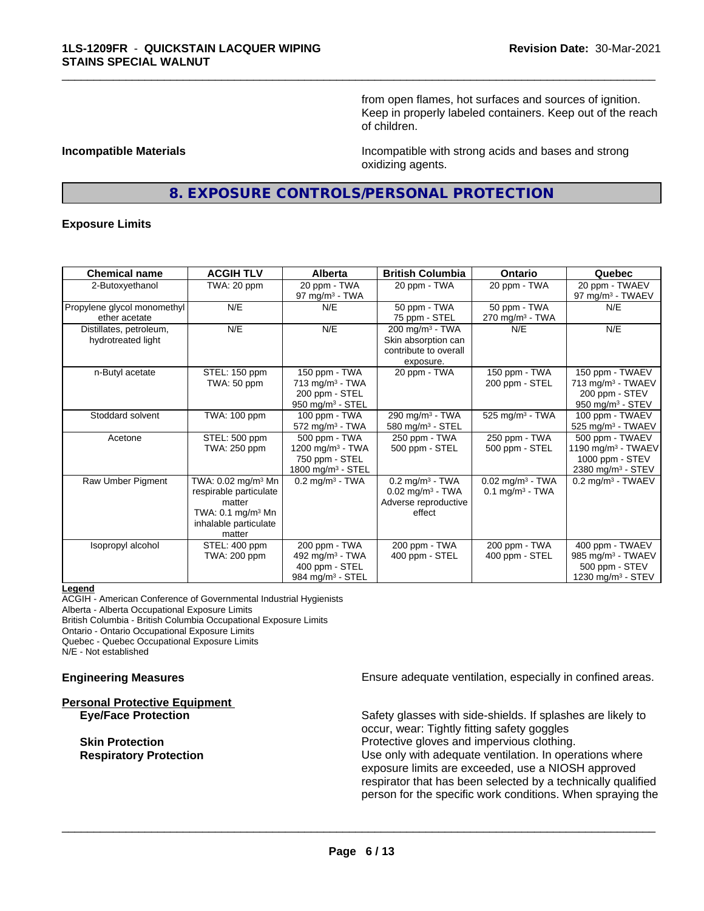from open flames, hot surfaces and sources of ignition. Keep in properly labeled containers. Keep out of the reach of children.

**Incompatible Materials**

Incompatible with strong acids and bases and strong oxidizing agents.

## 8. EXPOSURE CONTROLS/PERSONAL PROTECTION

**Exposure Limits**

| Chemical name | ACGIH TLV | Alberta | British Columbia | Ontario | Quebec |
|---|---|---|---|---|---|
| 2-Butoxyethanol | TWA: 20 ppm | 20 ppm - TWA<br>97 mg/m³ - TWA | 20 ppm - TWA | 20 ppm - TWA | 20 ppm - TWAEV<br>97 mg/m³ - TWAEV |
| Propylene glycol monomethyl ether acetate | N/E | N/E | 50 ppm - TWA<br>75 ppm - STEL | 50 ppm - TWA<br>270 mg/m³ - TWA | N/E |
| Distillates, petroleum, hydrotreated light | N/E | N/E | 200 mg/m³ - TWA<br>Skin absorption can contribute to overall exposure. | N/E | N/E |
| n-Butyl acetate | STEL: 150 ppm<br>TWA: 50 ppm | 150 ppm - TWA<br>713 mg/m³ - TWA<br>200 ppm - STEL<br>950 mg/m³ - STEL | 20 ppm - TWA | 150 ppm - TWA<br>200 ppm - STEL | 150 ppm - TWAEV<br>713 mg/m³ - TWAEV<br>200 ppm - STEV<br>950 mg/m³ - STEV |
| Stoddard solvent | TWA: 100 ppm | 100 ppm - TWA<br>572 mg/m³ - TWA | 290 mg/m³ - TWA<br>580 mg/m³ - STEL | 525 mg/m³ - TWA | 100 ppm - TWAEV<br>525 mg/m³ - TWAEV |
| Acetone | STEL: 500 ppm<br>TWA: 250 ppm | 500 ppm - TWA<br>1200 mg/m³ - TWA<br>750 ppm - STEL<br>1800 mg/m³ - STEL | 250 ppm - TWA<br>500 ppm - STEL | 250 ppm - TWA<br>500 ppm - STEL | 500 ppm - TWAEV<br>1190 mg/m³ - TWAEV<br>1000 ppm - STEV<br>2380 mg/m³ - STEV |
| Raw Umber Pigment | TWA: 0.02 mg/m³ Mn respirable particulate matter<br>TWA: 0.1 mg/m³ Mn inhalable particulate matter | 0.2 mg/m³ - TWA | 0.2 mg/m³ - TWA<br>0.02 mg/m³ - TWA<br>Adverse reproductive effect | 0.02 mg/m³ - TWA<br>0.1 mg/m³ - TWA | 0.2 mg/m³ - TWAEV |
| Isopropyl alcohol | STEL: 400 ppm<br>TWA: 200 ppm | 200 ppm - TWA<br>492 mg/m³ - TWA<br>400 ppm - STEL<br>984 mg/m³ - STEL | 200 ppm - TWA<br>400 ppm - STEL | 200 ppm - TWA<br>400 ppm - STEL | 400 ppm - TWAEV<br>985 mg/m³ - TWAEV<br>500 ppm - STEV<br>1230 mg/m³ - STEV |

**Legend**
ACGIH - American Conference of Governmental Industrial Hygienists
Alberta - Alberta Occupational Exposure Limits
British Columbia - British Columbia Occupational Exposure Limits
Ontario - Ontario Occupational Exposure Limits
Quebec - Quebec Occupational Exposure Limits
N/E - Not established

**Engineering Measures**

Ensure adequate ventilation, especially in confined areas.

**Personal Protective Equipment**

**Eye/Face Protection**

Safety glasses with side-shields. If splashes are likely to occur, wear: Tightly fitting safety goggles

**Skin Protection**

Protective gloves and impervious clothing.

**Respiratory Protection**

Use only with adequate ventilation. In operations where exposure limits are exceeded, use a NIOSH approved respirator that has been selected by a technically qualified person for the specific work conditions. When spraying the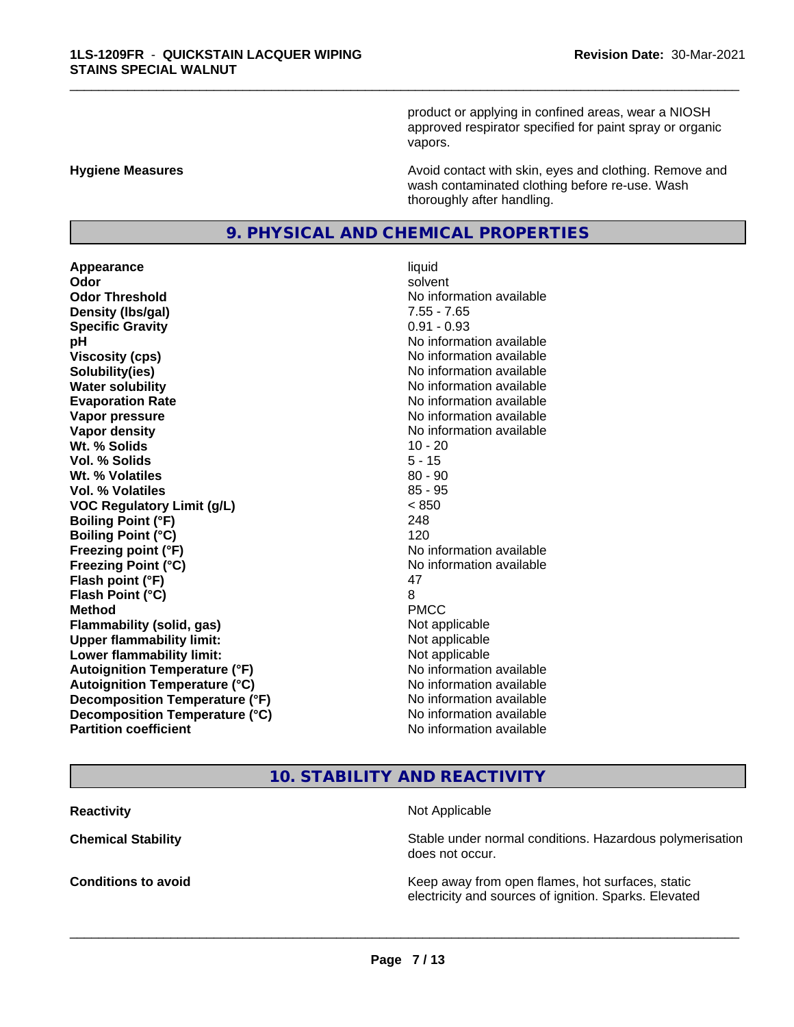product or applying in confined areas, wear a NIOSH approved respirator specified for paint spray or organic vapors.

**Hygiene Measures** Avoid contact with skin, eyes and clothing. Remove and wash contaminated clothing before re-use. Wash thoroughly after handling.

## 9. PHYSICAL AND CHEMICAL PROPERTIES

| | |
|---|---|
| **Appearance** | liquid |
| **Odor** | solvent |
| **Odor Threshold** | No information available |
| **Density (lbs/gal)** | 7.55 - 7.65 |
| **Specific Gravity** | 0.91 - 0.93 |
| **pH** | No information available |
| **Viscosity (cps)** | No information available |
| **Solubility(ies)** | No information available |
| **Water solubility** | No information available |
| **Evaporation Rate** | No information available |
| **Vapor pressure** | No information available |
| **Vapor density** | No information available |
| **Wt. % Solids** | 10 - 20 |
| **Vol. % Solids** | 5 - 15 |
| **Wt. % Volatiles** | 80 - 90 |
| **Vol. % Volatiles** | 85 - 95 |
| **VOC Regulatory Limit (g/L)** | < 850 |
| **Boiling Point (°F)** | 248 |
| **Boiling Point (°C)** | 120 |
| **Freezing point (°F)** | No information available |
| **Freezing Point (°C)** | No information available |
| **Flash point (°F)** | 47 |
| **Flash Point (°C)** | 8 |
| **Method** | PMCC |
| **Flammability (solid, gas)** | Not applicable |
| **Upper flammability limit:** | Not applicable |
| **Lower flammability limit:** | Not applicable |
| **Autoignition Temperature (°F)** | No information available |
| **Autoignition Temperature (°C)** | No information available |
| **Decomposition Temperature (°F)** | No information available |
| **Decomposition Temperature (°C)** | No information available |
| **Partition coefficient** | No information available |

## 10. STABILITY AND REACTIVITY

**Reactivity** Not Applicable

**Chemical Stability** Stable under normal conditions. Hazardous polymerisation does not occur.

**Conditions to avoid** Keep away from open flames, hot surfaces, static electricity and sources of ignition. Sparks. Elevated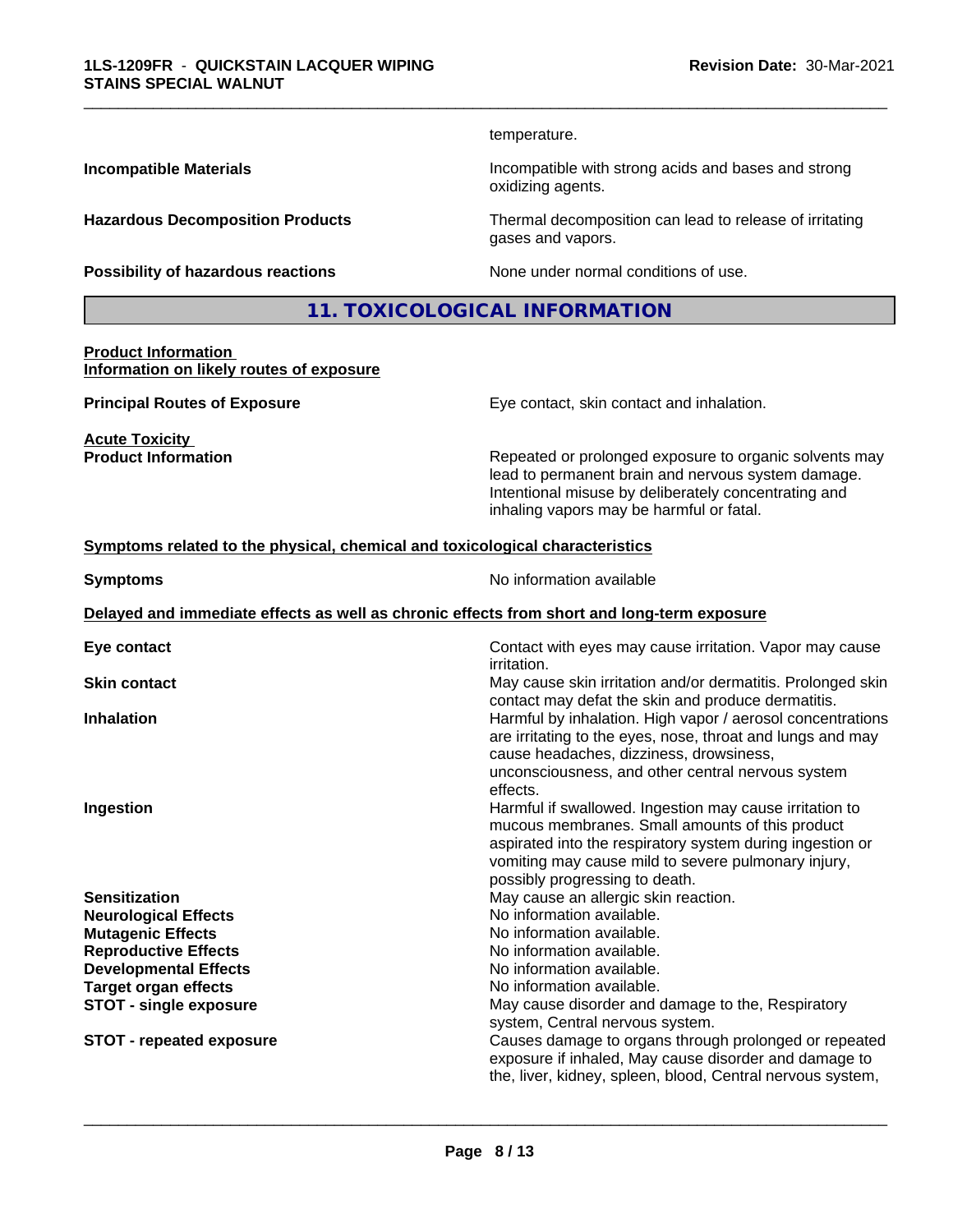temperature.

**Incompatible Materials** Incompatible with strong acids and bases and strong oxidizing agents.

**Hazardous Decomposition Products** Thermal decomposition can lead to release of irritating gases and vapors.

**Possibility of hazardous reactions** None under normal conditions of use.

## 11. TOXICOLOGICAL INFORMATION

**Product Information**
**Information on likely routes of exposure**

**Principal Routes of Exposure** Eye contact, skin contact and inhalation.

**Acute Toxicity**
**Product Information** Repeated or prolonged exposure to organic solvents may lead to permanent brain and nervous system damage. Intentional misuse by deliberately concentrating and inhaling vapors may be harmful or fatal.

**Symptoms related to the physical, chemical and toxicological characteristics**

**Symptoms** No information available

**Delayed and immediate effects as well as chronic effects from short and long-term exposure**

**Eye contact** Contact with eyes may cause irritation. Vapor may cause irritation.

**Skin contact** May cause skin irritation and/or dermatitis. Prolonged skin contact may defat the skin and produce dermatitis.

**Inhalation** Harmful by inhalation. High vapor / aerosol concentrations are irritating to the eyes, nose, throat and lungs and may cause headaches, dizziness, drowsiness, unconsciousness, and other central nervous system effects.

**Ingestion** Harmful if swallowed. Ingestion may cause irritation to mucous membranes. Small amounts of this product aspirated into the respiratory system during ingestion or vomiting may cause mild to severe pulmonary injury, possibly progressing to death.

**Sensitization** May cause an allergic skin reaction.

**Neurological Effects** No information available.

**Mutagenic Effects** No information available.

**Reproductive Effects** No information available.

**Developmental Effects** No information available.

**Target organ effects** No information available.

**STOT - single exposure** May cause disorder and damage to the, Respiratory system, Central nervous system.

**STOT - repeated exposure** Causes damage to organs through prolonged or repeated exposure if inhaled, May cause disorder and damage to the, liver, kidney, spleen, blood, Central nervous system,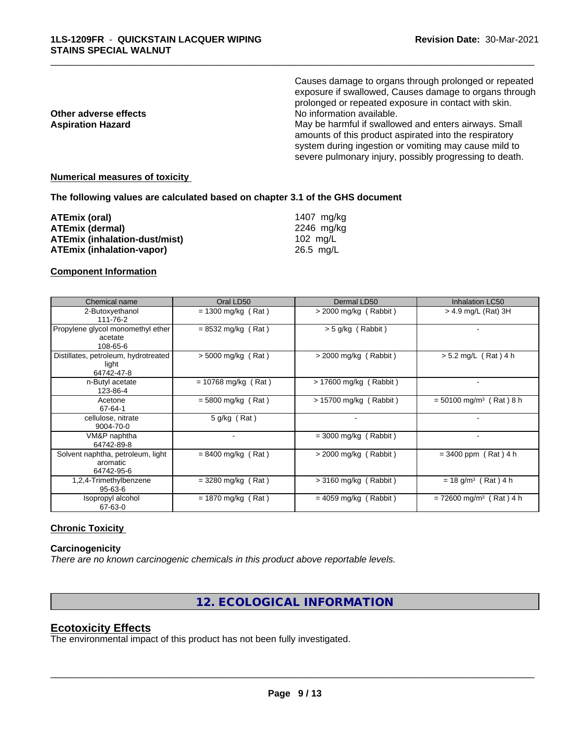Causes damage to organs through prolonged or repeated exposure if swallowed, Causes damage to organs through prolonged or repeated exposure in contact with skin.

**Other adverse effects** No information available.

**Aspiration Hazard** May be harmful if swallowed and enters airways. Small amounts of this product aspirated into the respiratory system during ingestion or vomiting may cause mild to severe pulmonary injury, possibly progressing to death.

**Numerical measures of toxicity**

**The following values are calculated based on chapter 3.1 of the GHS document**

| | |
|---|---|
| **ATEmix (oral)** | 1407 mg/kg |
| **ATEmix (dermal)** | 2246 mg/kg |
| **ATEmix (inhalation-dust/mist)** | 102 mg/L |
| **ATEmix (inhalation-vapor)** | 26.5 mg/L |

**Component Information**

| Chemical name | Oral LD50 | Dermal LD50 | Inhalation LC50 |
|---|---|---|---|
| 2-Butoxyethanol 111-76-2 | = 1300 mg/kg ( Rat ) | > 2000 mg/kg ( Rabbit ) | > 4.9 mg/L (Rat) 3H |
| Propylene glycol monomethyl ether acetate 108-65-6 | = 8532 mg/kg ( Rat ) | > 5 g/kg ( Rabbit ) | - |
| Distillates, petroleum, hydrotreated light 64742-47-8 | > 5000 mg/kg ( Rat ) | > 2000 mg/kg ( Rabbit ) | > 5.2 mg/L ( Rat ) 4 h |
| n-Butyl acetate 123-86-4 | = 10768 mg/kg ( Rat ) | > 17600 mg/kg ( Rabbit ) | - |
| Acetone 67-64-1 | = 5800 mg/kg ( Rat ) | > 15700 mg/kg ( Rabbit ) | = 50100 mg/m$^3$ ( Rat ) 8 h |
| cellulose, nitrate 9004-70-0 | 5 g/kg ( Rat ) | - | - |
| VM&P naphtha 64742-89-8 | - | = 3000 mg/kg ( Rabbit ) | - |
| Solvent naphtha, petroleum, light aromatic 64742-95-6 | = 8400 mg/kg ( Rat ) | > 2000 mg/kg ( Rabbit ) | = 3400 ppm ( Rat ) 4 h |
| 1,2,4-Trimethylbenzene 95-63-6 | = 3280 mg/kg ( Rat ) | > 3160 mg/kg ( Rabbit ) | = 18 g/m$^3$ ( Rat ) 4 h |
| Isopropyl alcohol 67-63-0 | = 1870 mg/kg ( Rat ) | = 4059 mg/kg ( Rabbit ) | = 72600 mg/m$^3$ ( Rat ) 4 h |

**Chronic Toxicity**

**Carcinogenicity**

*There are no known carcinogenic chemicals in this product above reportable levels.*

# 12. ECOLOGICAL INFORMATION

## Ecotoxicity Effects

The environmental impact of this product has not been fully investigated.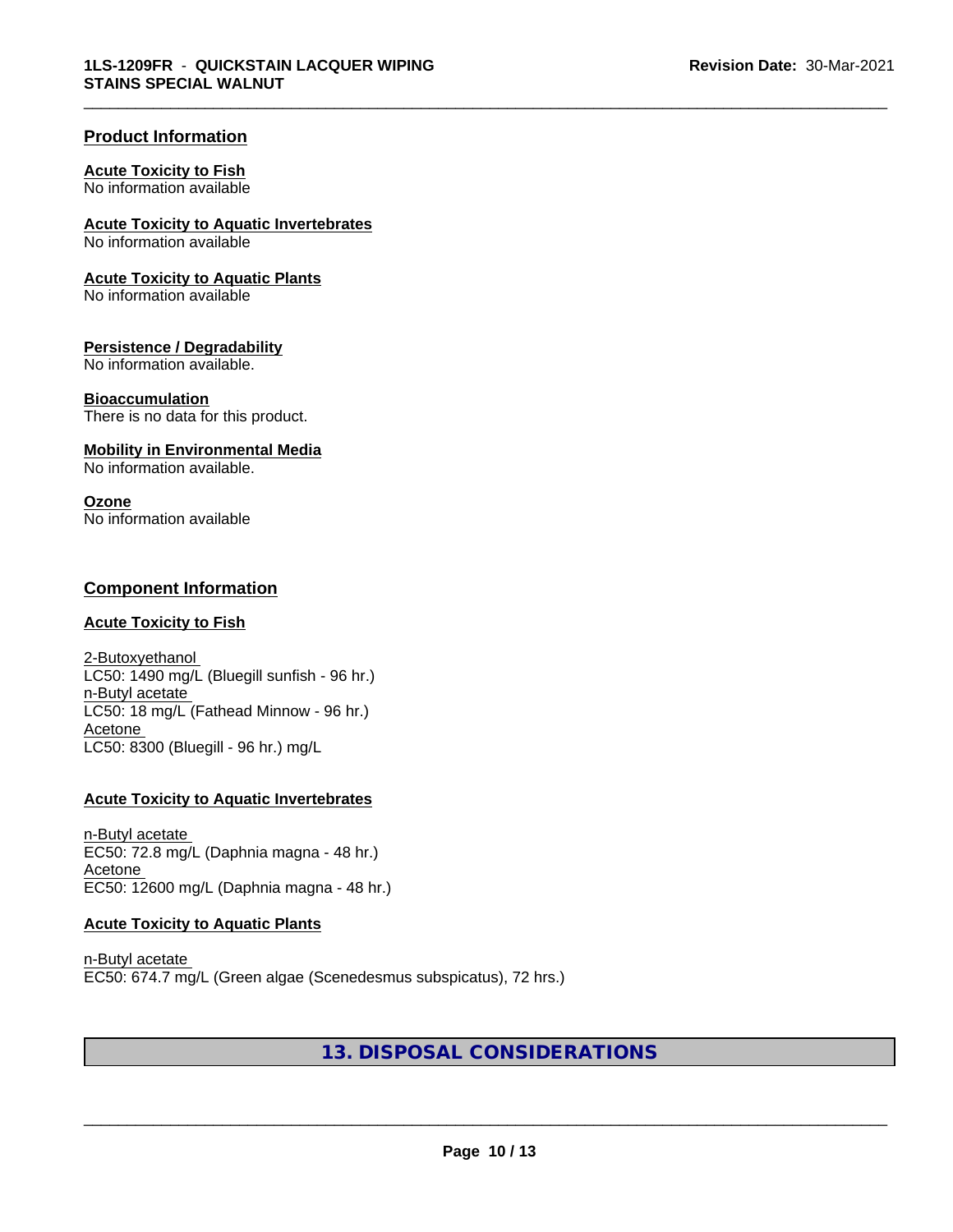## Product Information

**Acute Toxicity to Fish**
No information available

**Acute Toxicity to Aquatic Invertebrates**
No information available

**Acute Toxicity to Aquatic Plants**
No information available

**Persistence / Degradability**
No information available.

**Bioaccumulation**
There is no data for this product.

**Mobility in Environmental Media**
No information available.

**Ozone**
No information available

## Component Information

**Acute Toxicity to Fish**

2-Butoxyethanol
LC50: 1490 mg/L (Bluegill sunfish - 96 hr.)
n-Butyl acetate
LC50: 18 mg/L (Fathead Minnow - 96 hr.)
Acetone
LC50: 8300 (Bluegill - 96 hr.) mg/L

**Acute Toxicity to Aquatic Invertebrates**

n-Butyl acetate
EC50: 72.8 mg/L (Daphnia magna - 48 hr.)
Acetone
EC50: 12600 mg/L (Daphnia magna - 48 hr.)

**Acute Toxicity to Aquatic Plants**

n-Butyl acetate
EC50: 674.7 mg/L (Green algae (Scenedesmus subspicatus), 72 hrs.)

# 13. DISPOSAL CONSIDERATIONS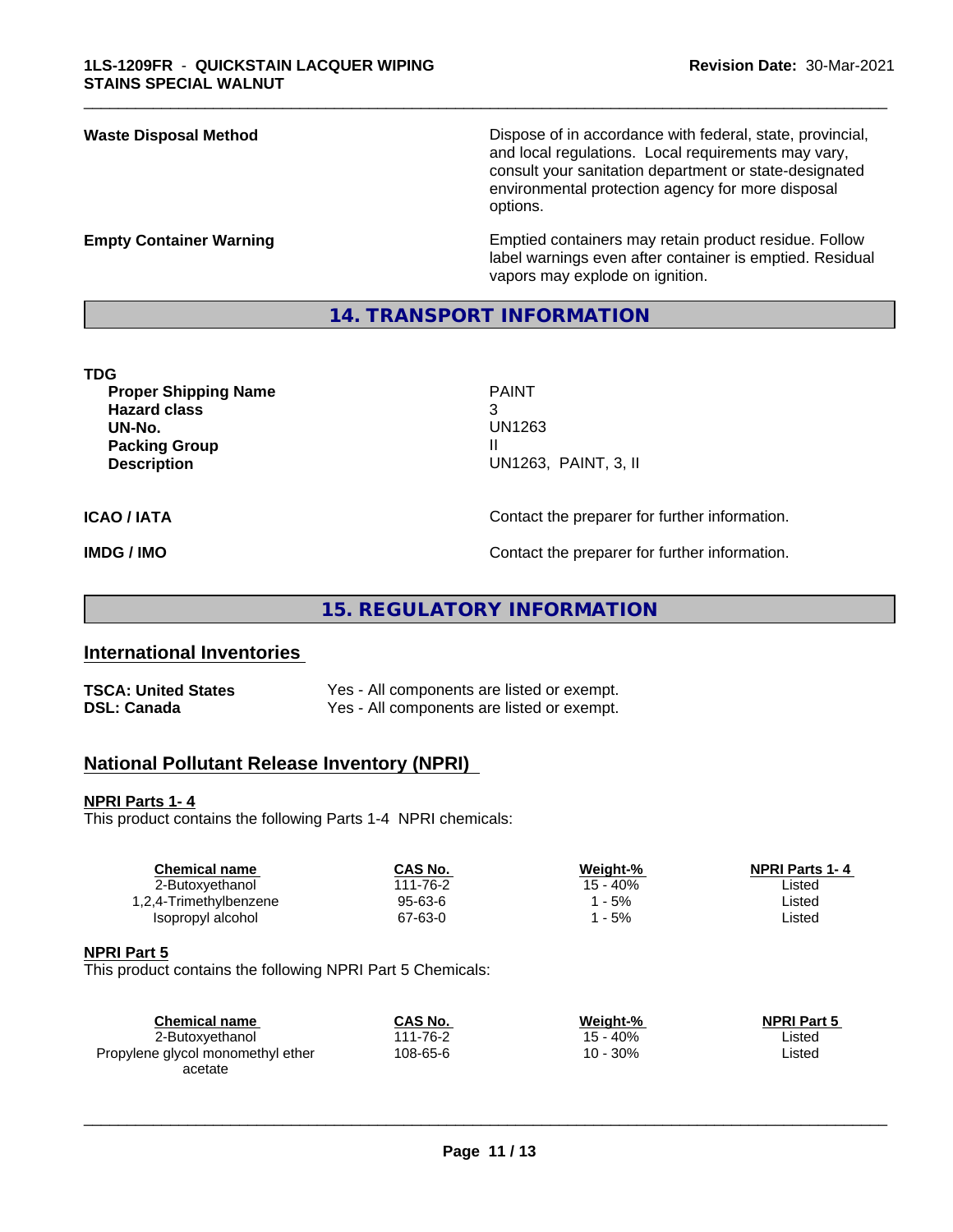| | |
|---|---|
| **Waste Disposal Method** | Dispose of in accordance with federal, state, provincial, and local regulations. Local requirements may vary, consult your sanitation department or state-designated environmental protection agency for more disposal options. |
| **Empty Container Warning** | Emptied containers may retain product residue. Follow label warnings even after container is emptied. Residual vapors may explode on ignition. |

## 14. TRANSPORT INFORMATION

**TDG**

| | |
|---|---|
| **Proper Shipping Name** | PAINT |
| **Hazard class** | 3 |
| **UN-No.** | UN1263 |
| **Packing Group** | II |
| **Description** | UN1263, PAINT, 3, II |

| | |
|---|---|
| **ICAO / IATA** | Contact the preparer for further information. |
| **IMDG / IMO** | Contact the preparer for further information. |

## 15. REGULATORY INFORMATION

### International Inventories

| | |
|---|---|
| **TSCA: United States** | Yes - All components are listed or exempt. |
| **DSL: Canada** | Yes - All components are listed or exempt. |

### National Pollutant Release Inventory (NPRI)

**NPRI Parts 1- 4**

This product contains the following Parts 1-4 NPRI chemicals:

| Chemical name | CAS No. | Weight-% | NPRI Parts 1- 4 |
|---|---|---|---|
| 2-Butoxyethanol | 111-76-2 | 15 - 40% | Listed |
| 1,2,4-Trimethylbenzene | 95-63-6 | 1 - 5% | Listed |
| Isopropyl alcohol | 67-63-0 | 1 - 5% | Listed |

**NPRI Part 5**

This product contains the following NPRI Part 5 Chemicals:

| Chemical name | CAS No. | Weight-% | NPRI Part 5 |
|---|---|---|---|
| 2-Butoxyethanol | 111-76-2 | 15 - 40% | Listed |
| Propylene glycol monomethyl ether acetate | 108-65-6 | 10 - 30% | Listed |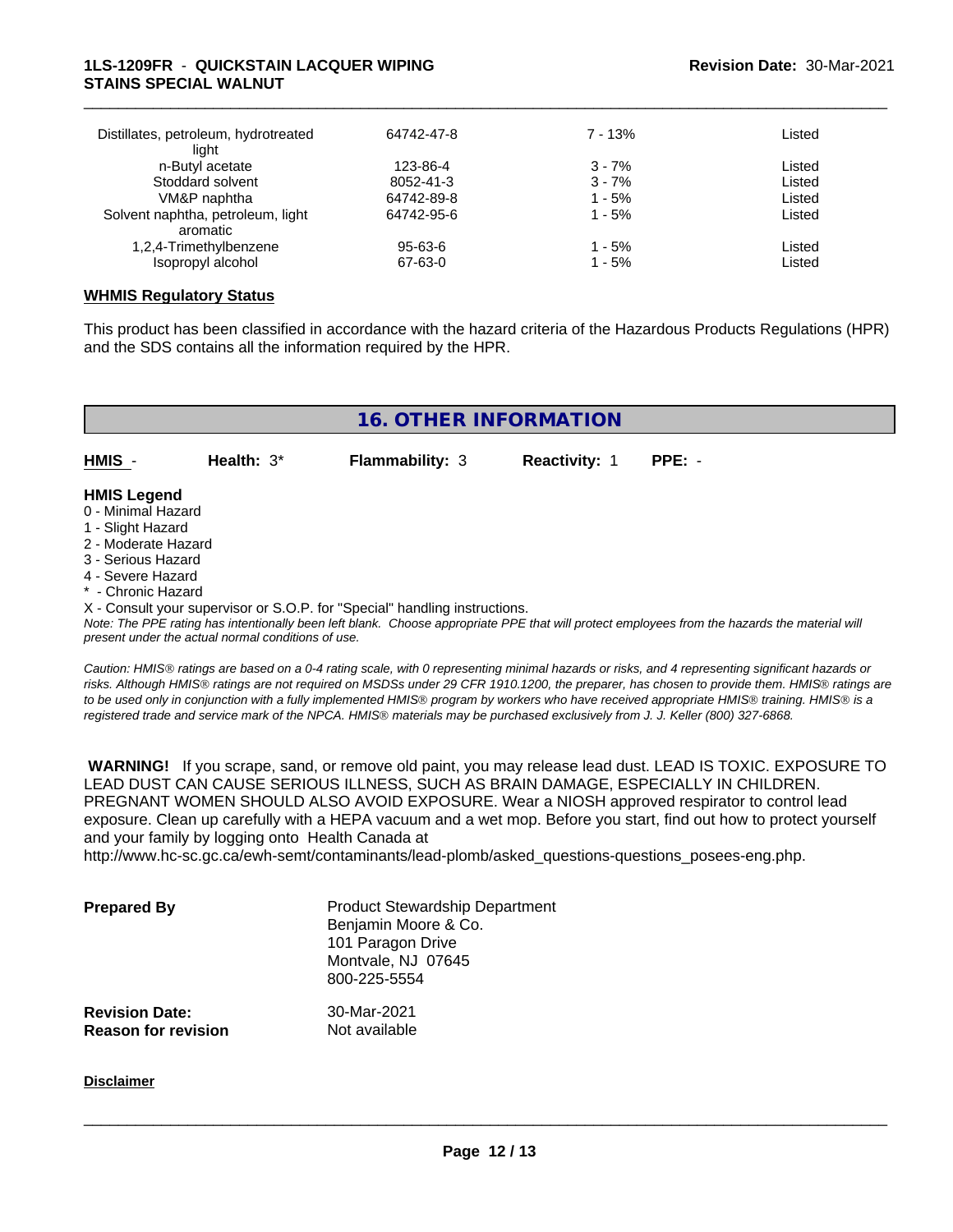| | | | |
|---|---|---|---|
| Distillates, petroleum, hydrotreated light | 64742-47-8 | 7 - 13% | Listed |
| n-Butyl acetate | 123-86-4 | 3 - 7% | Listed |
| Stoddard solvent | 8052-41-3 | 3 - 7% | Listed |
| VM&P naphtha | 64742-89-8 | 1 - 5% | Listed |
| Solvent naphtha, petroleum, light aromatic | 64742-95-6 | 1 - 5% | Listed |
| 1,2,4-Trimethylbenzene | 95-63-6 | 1 - 5% | Listed |
| Isopropyl alcohol | 67-63-0 | 1 - 5% | Listed |

**WHMIS Regulatory Status**

This product has been classified in accordance with the hazard criteria of the Hazardous Products Regulations (HPR) and the SDS contains all the information required by the HPR.

## 16. OTHER INFORMATION

| HMIS - | Health: 3* | Flammability: 3 | Reactivity: 1 | PPE: - |
|---|---|---|---|---|

**HMIS Legend**
0 - Minimal Hazard
1 - Slight Hazard
2 - Moderate Hazard
3 - Serious Hazard
4 - Severe Hazard
* - Chronic Hazard
X - Consult your supervisor or S.O.P. for "Special" handling instructions.

*Note: The PPE rating has intentionally been left blank. Choose appropriate PPE that will protect employees from the hazards the material will present under the actual normal conditions of use.*

*Caution: HMIS® ratings are based on a 0-4 rating scale, with 0 representing minimal hazards or risks, and 4 representing significant hazards or risks. Although HMIS® ratings are not required on MSDSs under 29 CFR 1910.1200, the preparer, has chosen to provide them. HMIS® ratings are to be used only in conjunction with a fully implemented HMIS® program by workers who have received appropriate HMIS® training. HMIS® is a registered trade and service mark of the NPCA. HMIS® materials may be purchased exclusively from J. J. Keller (800) 327-6868.*

**WARNING!** If you scrape, sand, or remove old paint, you may release lead dust. LEAD IS TOXIC. EXPOSURE TO LEAD DUST CAN CAUSE SERIOUS ILLNESS, SUCH AS BRAIN DAMAGE, ESPECIALLY IN CHILDREN. PREGNANT WOMEN SHOULD ALSO AVOID EXPOSURE. Wear a NIOSH approved respirator to control lead exposure. Clean up carefully with a HEPA vacuum and a wet mop. Before you start, find out how to protect yourself and your family by logging onto Health Canada at http://www.hc-sc.gc.ca/ewh-semt/contaminants/lead-plomb/asked_questions-questions_posees-eng.php.

**Prepared By**
Product Stewardship Department
Benjamin Moore & Co.
101 Paragon Drive
Montvale, NJ 07645
800-225-5554

**Revision Date:** 30-Mar-2021
**Reason for revision** Not available

**Disclaimer**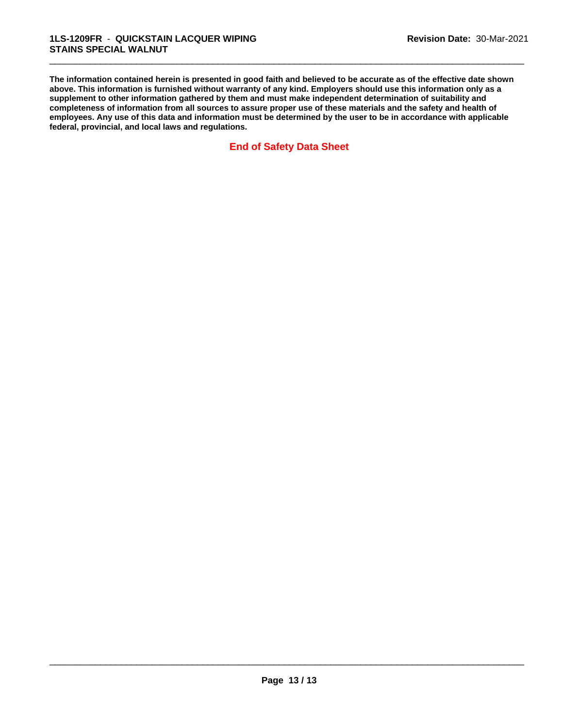**The information contained herein is presented in good faith and believed to be accurate as of the effective date shown above. This information is furnished without warranty of any kind. Employers should use this information only as a supplement to other information gathered by them and must make independent determination of suitability and completeness of information from all sources to assure proper use of these materials and the safety and health of employees. Any use of this data and information must be determined by the user to be in accordance with applicable federal, provincial, and local laws and regulations.**

**End of Safety Data Sheet**